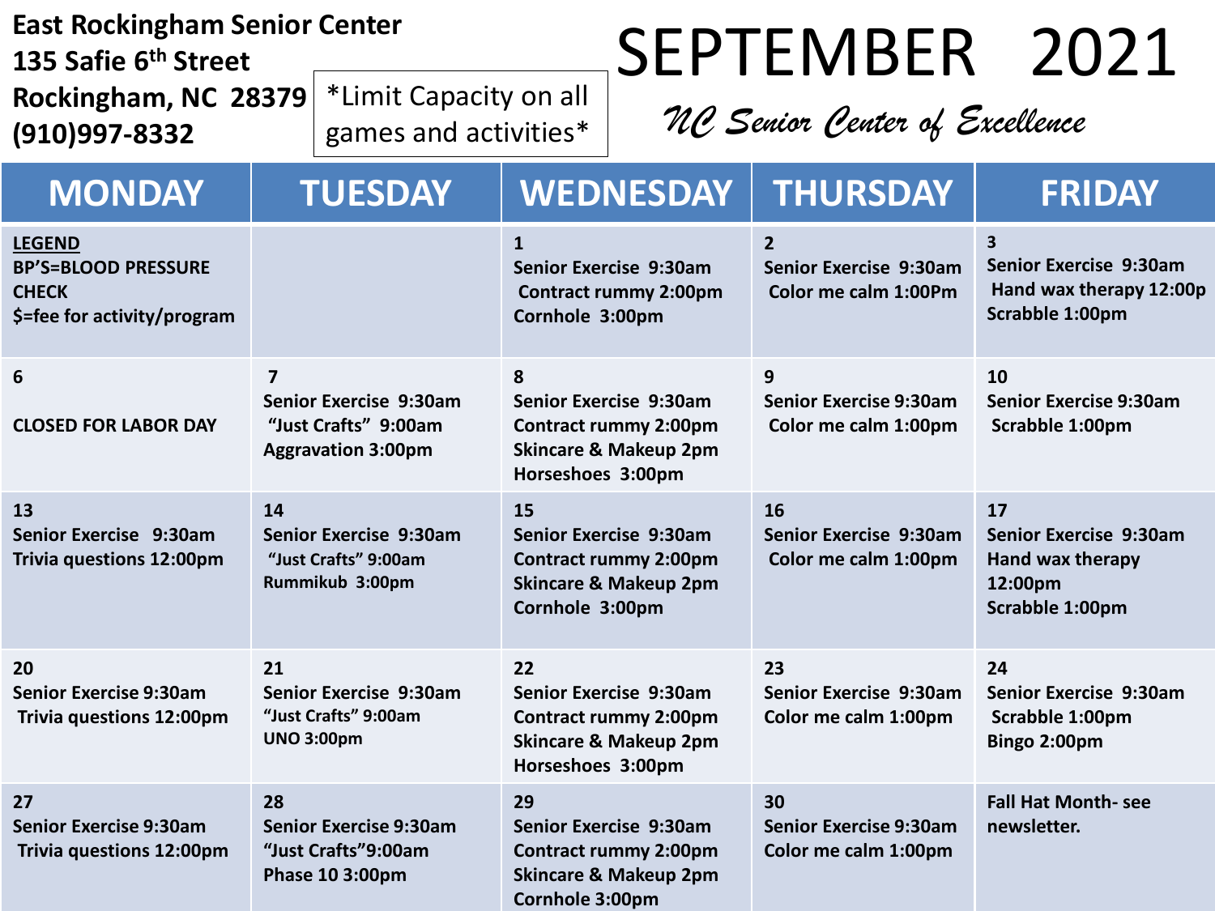**East Rockingham Senior Center**
**135 Safie 6th Street**
**Rockingham, NC 28379**
**(910)997-8332**

*Limit Capacity on all games and activities*

# SEPTEMBER 2021

*NC Senior Center of Excellence*

| MONDAY | TUESDAY | WEDNESDAY | THURSDAY | FRIDAY |
|---|---|---|---|---|
| LEGEND<br>BP'S=BLOOD PRESSURE CHECK<br>$=fee for activity/program | | 1<br>Senior Exercise 9:30am<br>Contract rummy 2:00pm<br>Cornhole 3:00pm | 2<br>Senior Exercise 9:30am<br>Color me calm 1:00Pm | 3<br>Senior Exercise 9:30am<br>Hand wax therapy 12:00p<br>Scrabble 1:00pm |
| 6<br>CLOSED FOR LABOR DAY | 7<br>Senior Exercise 9:30am<br>"Just Crafts" 9:00am<br>Aggravation 3:00pm | 8<br>Senior Exercise 9:30am<br>Contract rummy 2:00pm<br>Skincare & Makeup 2pm<br>Horseshoes 3:00pm | 9<br>Senior Exercise 9:30am<br>Color me calm 1:00pm | 10<br>Senior Exercise 9:30am<br>Scrabble 1:00pm |
| 13<br>Senior Exercise 9:30am<br>Trivia questions 12:00pm | 14<br>Senior Exercise 9:30am<br>"Just Crafts" 9:00am<br>Rummikub 3:00pm | 15<br>Senior Exercise 9:30am<br>Contract rummy 2:00pm<br>Skincare & Makeup 2pm<br>Cornhole 3:00pm | 16<br>Senior Exercise 9:30am<br>Color me calm 1:00pm | 17<br>Senior Exercise 9:30am<br>Hand wax therapy 12:00pm<br>Scrabble 1:00pm |
| 20<br>Senior Exercise 9:30am<br>Trivia questions 12:00pm | 21<br>Senior Exercise 9:30am<br>"Just Crafts" 9:00am<br>UNO 3:00pm | 22<br>Senior Exercise 9:30am<br>Contract rummy 2:00pm<br>Skincare & Makeup 2pm<br>Horseshoes 3:00pm | 23<br>Senior Exercise 9:30am<br>Color me calm 1:00pm | 24<br>Senior Exercise 9:30am<br>Scrabble 1:00pm<br>Bingo 2:00pm |
| 27<br>Senior Exercise 9:30am<br>Trivia questions 12:00pm | 28<br>Senior Exercise 9:30am<br>"Just Crafts"9:00am<br>Phase 10 3:00pm | 29<br>Senior Exercise 9:30am<br>Contract rummy 2:00pm<br>Skincare & Makeup 2pm<br>Cornhole 3:00pm | 30<br>Senior Exercise 9:30am<br>Color me calm 1:00pm | Fall Hat Month- see newsletter. |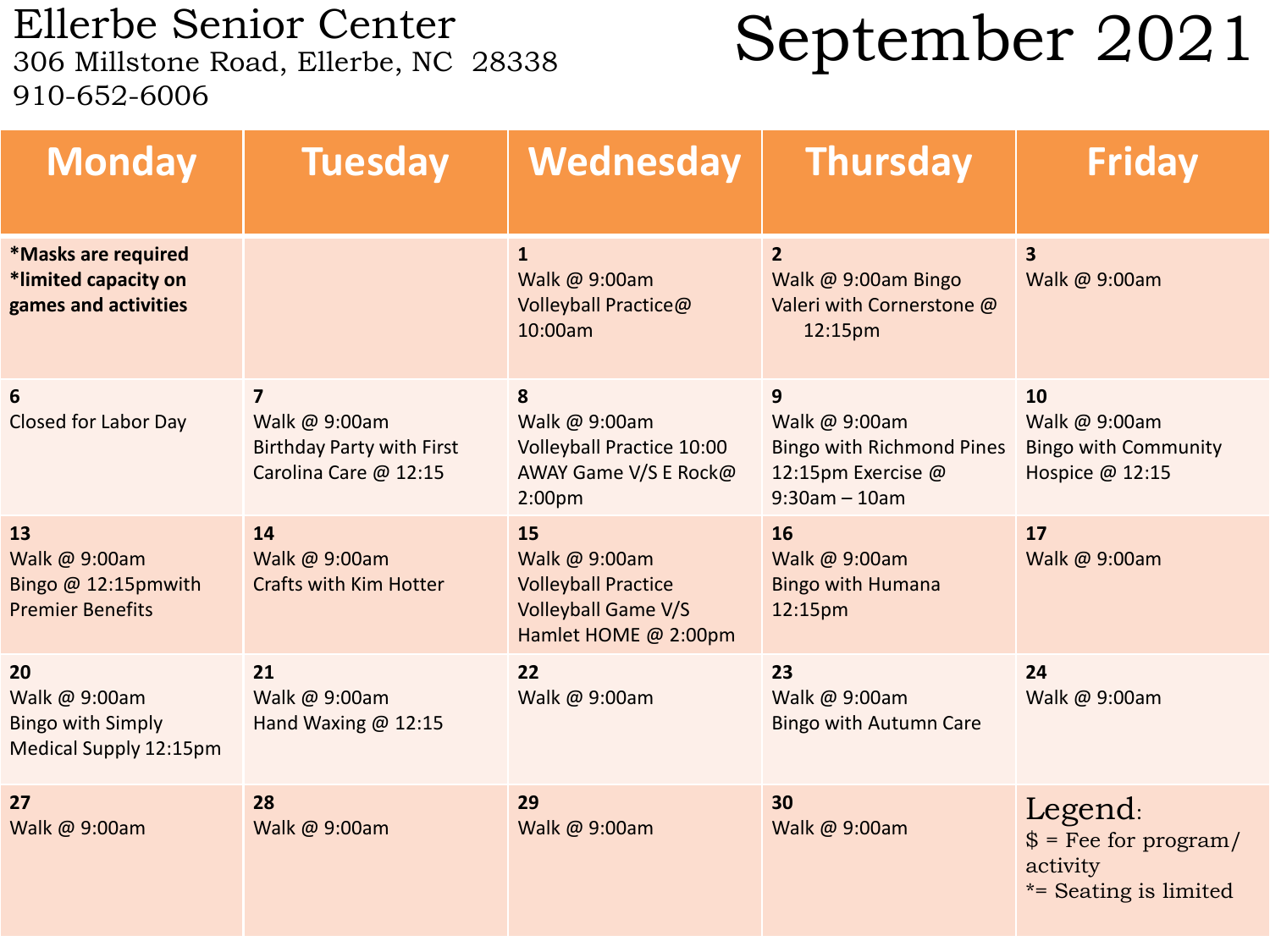# Ellerbe Senior Center

306 Millstone Road, Ellerbe, NC 28338
910-652-6006

# September 2021

| Monday | Tuesday | Wednesday | Thursday | Friday |
|---|---|---|---|---|
| **\*Masks are required** **\*limited capacity on games and activities** | | **1** Walk @ 9:00am Volleyball Practice@ 10:00am | **2** Walk @ 9:00am Bingo Valeri with Cornerstone @ 12:15pm | **3** Walk @ 9:00am |
| **6** Closed for Labor Day | **7** Walk @ 9:00am Birthday Party with First Carolina Care @ 12:15 | **8** Walk @ 9:00am Volleyball Practice 10:00 AWAY Game V/S E Rock@ 2:00pm | **9** Walk @ 9:00am Bingo with Richmond Pines 12:15pm Exercise @ 9:30am – 10am | **10** Walk @ 9:00am Bingo with Community Hospice @ 12:15 |
| **13** Walk @ 9:00am Bingo @ 12:15pmwith Premier Benefits | **14** Walk @ 9:00am Crafts with Kim Hotter | **15** Walk @ 9:00am Volleyball Practice Volleyball Game V/S Hamlet HOME @ 2:00pm | **16** Walk @ 9:00am Bingo with Humana 12:15pm | **17** Walk @ 9:00am |
| **20** Walk @ 9:00am Bingo with Simply Medical Supply 12:15pm | **21** Walk @ 9:00am Hand Waxing @ 12:15 | **22** Walk @ 9:00am | **23** Walk @ 9:00am Bingo with Autumn Care | **24** Walk @ 9:00am |
| **27** Walk @ 9:00am | **28** Walk @ 9:00am | **29** Walk @ 9:00am | **30** Walk @ 9:00am | Legend: $ = Fee for program/ activity *= Seating is limited |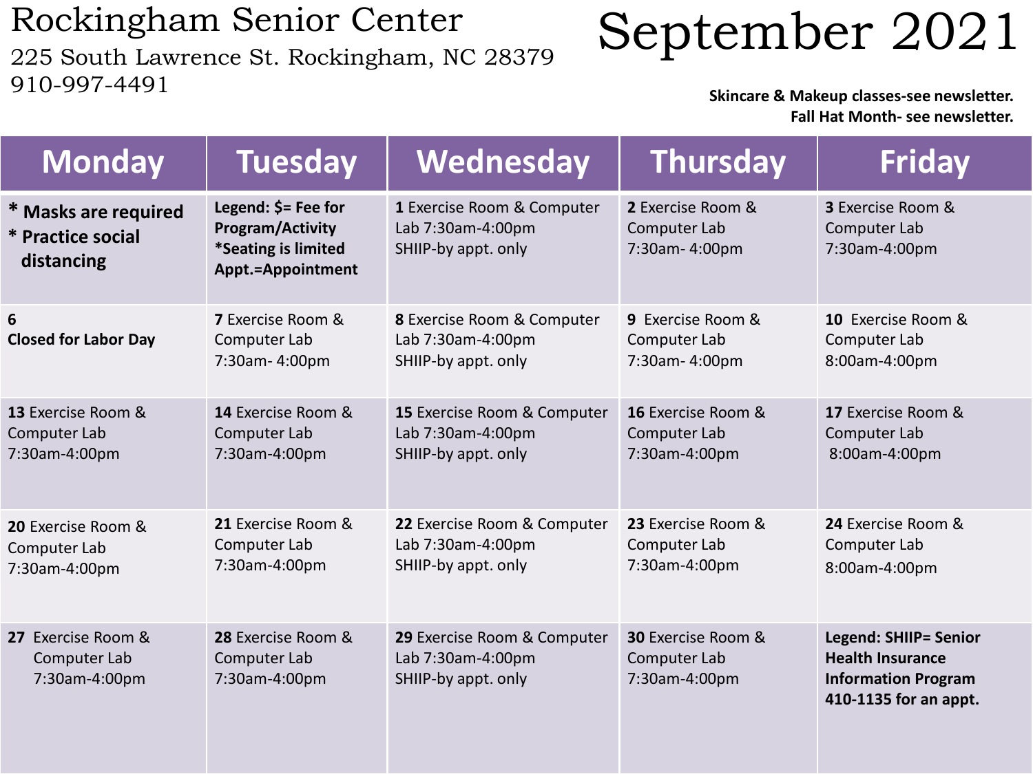# Rockingham Senior Center

225 South Lawrence St. Rockingham, NC 28379
910-997-4491

# September 2021

**Skincare & Makeup classes-see newsletter.**
**Fall Hat Month- see newsletter.**

| Monday | Tuesday | Wednesday | Thursday | Friday |
|---|---|---|---|---|
| **\* Masks are required**<br>**\* Practice social distancing** | **Legend: $= Fee for Program/Activity**<br>**\*Seating is limited**<br>**Appt.=Appointment** | **1** Exercise Room & Computer Lab 7:30am-4:00pm<br>SHIIP-by appt. only | **2** Exercise Room & Computer Lab 7:30am- 4:00pm | **3** Exercise Room & Computer Lab 7:30am-4:00pm |
| **6**<br>**Closed for Labor Day** | **7** Exercise Room & Computer Lab 7:30am- 4:00pm | **8** Exercise Room & Computer Lab 7:30am-4:00pm<br>SHIIP-by appt. only | **9** Exercise Room & Computer Lab 7:30am- 4:00pm | **10** Exercise Room & Computer Lab 8:00am-4:00pm |
| **13** Exercise Room & Computer Lab 7:30am-4:00pm | **14** Exercise Room & Computer Lab 7:30am-4:00pm | **15** Exercise Room & Computer Lab 7:30am-4:00pm<br>SHIIP-by appt. only | **16** Exercise Room & Computer Lab 7:30am-4:00pm | **17** Exercise Room & Computer Lab 8:00am-4:00pm |
| **20** Exercise Room & Computer Lab 7:30am-4:00pm | **21** Exercise Room & Computer Lab 7:30am-4:00pm | **22** Exercise Room & Computer Lab 7:30am-4:00pm<br>SHIIP-by appt. only | **23** Exercise Room & Computer Lab 7:30am-4:00pm | **24** Exercise Room & Computer Lab 8:00am-4:00pm |
| **27** Exercise Room & Computer Lab 7:30am-4:00pm | **28** Exercise Room & Computer Lab 7:30am-4:00pm | **29** Exercise Room & Computer Lab 7:30am-4:00pm<br>SHIIP-by appt. only | **30** Exercise Room & Computer Lab 7:30am-4:00pm | **Legend: SHIIP= Senior Health Insurance Information Program 410-1135 for an appt.** |